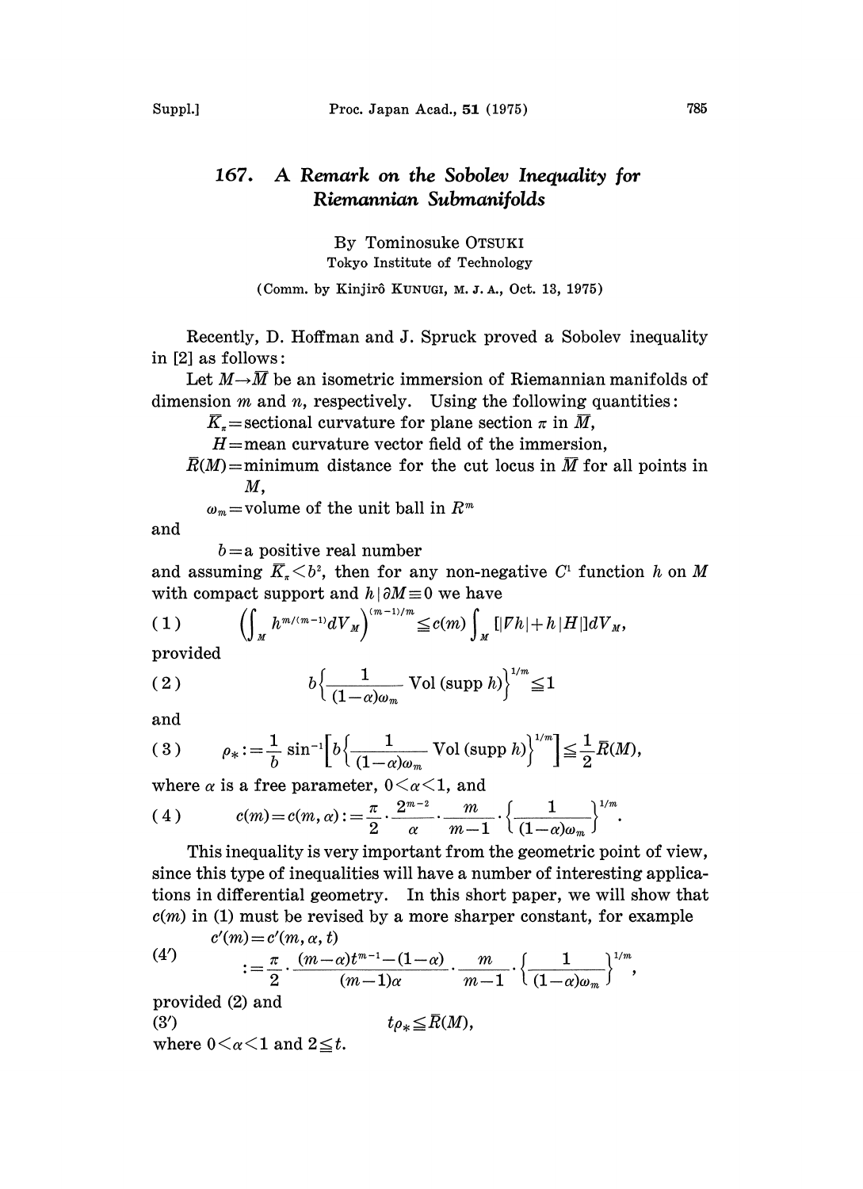# 167. A Remark on the Sobolev Inequality for Riemannian Submanifolds

By Tominosuke OTSUKI

Tokyo Institute of Technology

(Comm. by Kinjirô KUNUGI, M. J. A., Oct. 13, 1975)

Recently, D. Hoffman and J. Spruck proved a Sobolev inequality in [2] as follows:

Let $M \to \overline{M}$ be an isometric immersion of Riemannian manifolds of dimension $m$ and $n$, respectively. Using the following quantities:

$\overline{K}_\pi$ = sectional curvature for plane section $\pi$ in $\overline{M}$,

$H$ = mean curvature vector field of the immersion,

$\overline{R}(M)$ = minimum distance for the cut locus in $\overline{M}$ for all points in $M$,

$\omega_m$ = volume of the unit ball in $R^m$

and

$b$ = a positive real number

and assuming $\overline{K}_\pi < b^2$, then for any non-negative $C^1$ function $h$ on $M$ with compact support and $h \mid \partial M \equiv 0$ we have

$$(1) \qquad \left(\int_M h^{m/(m-1)} dV_M\right)^{(m-1)/m} \leqq c(m) \int_M [|\nabla h| + h|H|] dV_M,$$

provided

$$(2) \qquad b\left\{\frac{1}{(1-\alpha)\omega_m} \operatorname{Vol}(\operatorname{supp} h)\right\}^{1/m} \leqq 1$$

and

$$(3) \qquad \rho_* := \frac{1}{b} \sin^{-1}\left[b\left\{\frac{1}{(1-\alpha)\omega_m} \operatorname{Vol}(\operatorname{supp} h)\right\}^{1/m}\right] \leqq \frac{1}{2}\overline{R}(M),$$

where $\alpha$ is a free parameter, $0 < \alpha < 1$, and

$$(4) \qquad c(m) = c(m, \alpha) := \frac{\pi}{2} \cdot \frac{2^{m-2}}{\alpha} \cdot \frac{m}{m-1} \cdot \left\{\frac{1}{(1-\alpha)\omega_m}\right\}^{1/m}.$$

This inequality is very important from the geometric point of view, since this type of inequalities will have a number of interesting applications in differential geometry. In this short paper, we will show that $c(m)$ in (1) must be revised by a more sharper constant, for example

$$(4') \qquad \begin{aligned} c'(m) &= c'(m, \alpha, t) \\ &:= \frac{\pi}{2} \cdot \frac{(m-\alpha)t^{m-1} - (1-\alpha)}{(m-1)\alpha} \cdot \frac{m}{m-1} \cdot \left\{\frac{1}{(1-\alpha)\omega_m}\right\}^{1/m}, \end{aligned}$$

provided (2) and

$$(3') \qquad t\rho_* \leqq \overline{R}(M),$$

where $0 < \alpha < 1$ and $2 \leqq t$.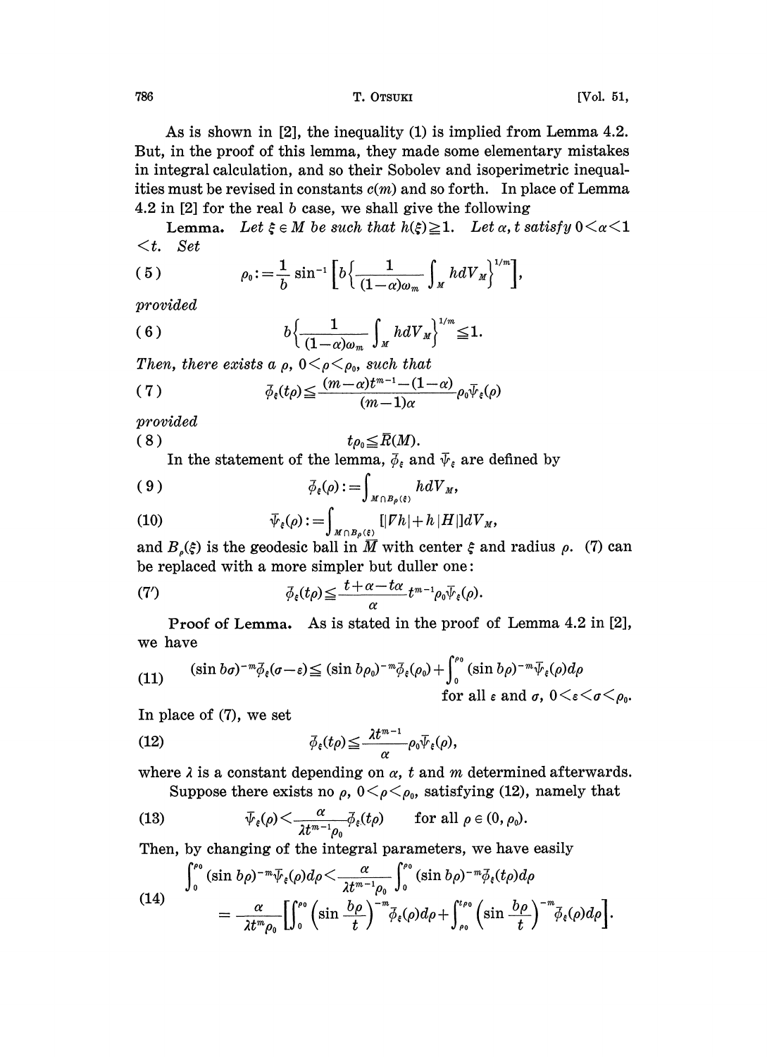As is shown in [2], the inequality (1) is implied from Lemma 4.2. But, in the proof of this lemma, they made some elementary mistakes in integral calculation, and so their Sobolev and isoperimetric inequalities must be revised in constants $c(m)$ and so forth. In place of Lemma 4.2 in [2] for the real $b$ case, we shall give the following

**Lemma.** *Let $\xi \in M$ be such that $h(\xi) \geqq 1$. Let $\alpha, t$ satisfy $0<\alpha<1<t$. Set*

$$\rho_0 := \frac{1}{b} \sin^{-1}\left[ b\left\{ \frac{1}{(1-\alpha)\omega_m} \int_M h dV_M \right\}^{1/m} \right], \tag{5}$$

*provided*

$$b\left\{ \frac{1}{(1-\alpha)\omega_m} \int_M h dV_M \right\}^{1/m} \leqq 1. \tag{6}$$

*Then, there exists a $\rho$, $0<\rho<\rho_0$, such that*

$$\bar{\phi}_\xi(t\rho) \leqq \frac{(m-\alpha)t^{m-1}-(1-\alpha)}{(m-1)\alpha} \rho_0 \bar{\Psi}_\xi(\rho) \tag{7}$$

*provided*

$$t\rho_0 \leqq \bar{R}(M). \tag{8}$$

In the statement of the lemma, $\bar{\phi}_\xi$ and $\bar{\Psi}_\xi$ are defined by

$$\bar{\phi}_\xi(\rho) := \int_{M \cap B_\rho(\xi)} h dV_M, \tag{9}$$

$$\bar{\Psi}_\xi(\rho) := \int_{M \cap B_\rho(\xi)} [|\nabla h| + h|H|] dV_M, \tag{10}$$

and $B_\rho(\xi)$ is the geodesic ball in $\bar{M}$ with center $\xi$ and radius $\rho$. (7) can be replaced with a more simpler but duller one:

$$\bar{\phi}_\xi(t\rho) \leqq \frac{t+\alpha-t\alpha}{\alpha} t^{m-1} \rho_0 \bar{\Psi}_\xi(\rho). \tag{7'}$$

**Proof of Lemma.** As is stated in the proof of Lemma 4.2 in [2], we have

$$(\sin b\sigma)^{-m}\bar{\phi}_\xi(\sigma-\varepsilon) \leqq (\sin b\rho_0)^{-m}\bar{\phi}_\xi(\rho_0) + \int_0^{\rho_0} (\sin b\rho)^{-m}\bar{\Psi}_\xi(\rho)d\rho \quad \text{for all } \varepsilon \text{ and } \sigma,\ 0<\varepsilon<\sigma<\rho_0. \tag{11}$$

In place of (7), we set

$$\bar{\phi}_\xi(t\rho) \leqq \frac{\lambda t^{m-1}}{\alpha} \rho_0 \bar{\Psi}_\xi(\rho), \tag{12}$$

where $\lambda$ is a constant depending on $\alpha$, $t$ and $m$ determined afterwards.

Suppose there exists no $\rho$, $0<\rho<\rho_0$, satisfying (12), namely that

$$\bar{\Psi}_\xi(\rho) < \frac{\alpha}{\lambda t^{m-1}\rho_0} \bar{\phi}_\xi(t\rho) \qquad \text{for all } \rho \in (0, \rho_0). \tag{13}$$

Then, by changing of the integral parameters, we have easily

$$\begin{aligned} \int_0^{\rho_0} (\sin b\rho)^{-m}\bar{\Psi}_\xi(\rho)d\rho &< \frac{\alpha}{\lambda t^{m-1}\rho_0} \int_0^{\rho_0} (\sin b\rho)^{-m}\bar{\phi}_\xi(t\rho)d\rho \\ &= \frac{\alpha}{\lambda t^m \rho_0}\left[ \int_0^{\rho_0} \left(\sin \frac{b\rho}{t}\right)^{-m} \bar{\phi}_\xi(\rho)d\rho + \int_{\rho_0}^{t\rho_0} \left(\sin \frac{b\rho}{t}\right)^{-m} \bar{\phi}_\xi(\rho)d\rho \right]. \end{aligned} \tag{14}$$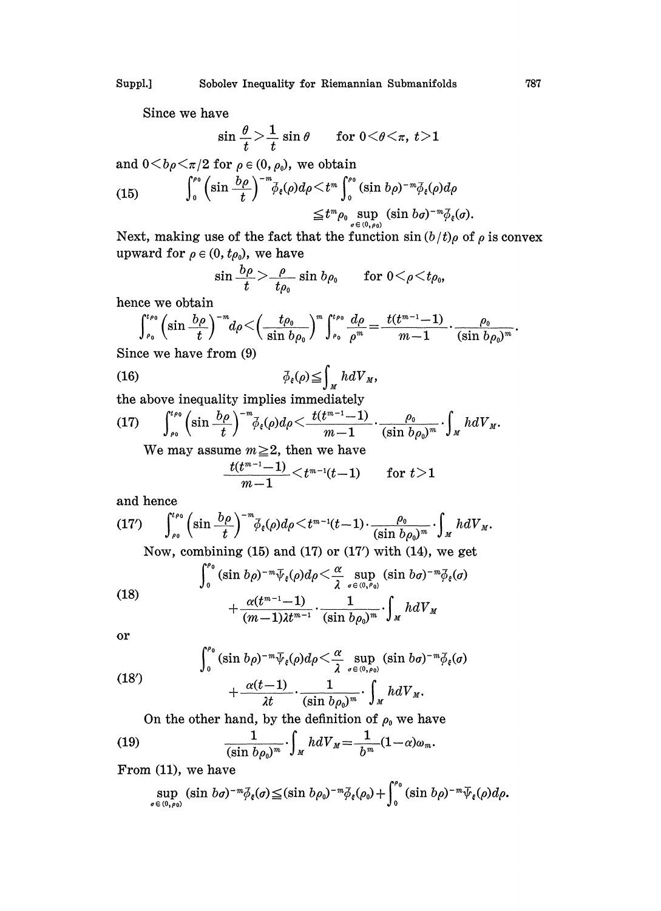Since we have

$$\sin\frac{\theta}{t} > \frac{1}{t}\sin\theta \qquad \text{for } 0<\theta<\pi,\ t>1$$

and $0 < b\rho < \pi/2$ for $\rho \in (0, \rho_0)$, we obtain

$$\int_0^{\rho_0}\left(\sin\frac{b\rho}{t}\right)^{-m}\bar{\phi}_\xi(\rho)d\rho < t^m\int_0^{\rho_0}(\sin b\rho)^{-m}\bar{\phi}_\xi(\rho)d\rho \tag{15}$$

$$\leqq t^m\rho_0 \sup_{\sigma\in(0,\rho_0)}(\sin b\sigma)^{-m}\bar{\phi}_\xi(\sigma).$$

Next, making use of the fact that the function $\sin(b/t)\rho$ of $\rho$ is convex upward for $\rho \in (0, t\rho_0)$, we have

$$\sin\frac{b\rho}{t} > \frac{\rho}{t\rho_0}\sin b\rho_0 \qquad \text{for } 0<\rho<t\rho_0,$$

hence we obtain

$$\int_{\rho_0}^{t\rho_0}\left(\sin\frac{b\rho}{t}\right)^{-m}d\rho < \left(\frac{t\rho_0}{\sin b\rho_0}\right)^m\int_{\rho_0}^{t\rho_0}\frac{d\rho}{\rho^m} = \frac{t(t^{m-1}-1)}{m-1}\cdot\frac{\rho_0}{(\sin b\rho_0)^m}.$$

Since we have from (9)

$$\bar{\phi}_\xi(\rho) \leqq \int_M h\,dV_M, \tag{16}$$

the above inequality implies immediately

$$\int_{\rho_0}^{t\rho_0}\left(\sin\frac{b\rho}{t}\right)^{-m}\bar{\phi}_\xi(\rho)d\rho < \frac{t(t^{m-1}-1)}{m-1}\cdot\frac{\rho_0}{(\sin b\rho_0)^m}\cdot\int_M h\,dV_M. \tag{17}$$

We may assume $m \geqq 2$, then we have

$$\frac{t(t^{m-1}-1)}{m-1} < t^{m-1}(t-1) \qquad \text{for } t>1$$

and hence

$$\int_{\rho_0}^{t\rho_0}\left(\sin\frac{b\rho}{t}\right)^{-m}\bar{\phi}_\xi(\rho)d\rho < t^{m-1}(t-1)\cdot\frac{\rho_0}{(\sin b\rho_0)^m}\cdot\int_M h\,dV_M. \tag{17'}$$

Now, combining (15) and (17) or (17′) with (14), we get

$$\int_0^{\rho_0}(\sin b\rho)^{-m}\bar{\psi}_\xi(\rho)d\rho < \frac{\alpha}{\lambda}\sup_{\sigma\in(0,\rho_0)}(\sin b\sigma)^{-m}\bar{\phi}_\xi(\sigma)$$
$$+\frac{\alpha(t^{m-1}-1)}{(m-1)\lambda t^{m-1}}\cdot\frac{1}{(\sin b\rho_0)^m}\cdot\int_M h\,dV_M \tag{18}$$

or

$$\int_0^{\rho_0}(\sin b\rho)^{-m}\bar{\psi}_\xi(\rho)d\rho < \frac{\alpha}{\lambda}\sup_{\sigma\in(0,\rho_0)}(\sin b\sigma)^{-m}\bar{\phi}_\xi(\sigma)$$
$$+\frac{\alpha(t-1)}{\lambda t}\cdot\frac{1}{(\sin b\rho_0)^m}\cdot\int_M h\,dV_M. \tag{18'}$$

On the other hand, by the definition of $\rho_0$ we have

$$\frac{1}{(\sin b\rho_0)^m}\cdot\int_M h\,dV_M = \frac{1}{b^m}(1-\alpha)\omega_m. \tag{19}$$

From (11), we have

$$\sup_{\sigma\in(0,\rho_0)}(\sin b\sigma)^{-m}\bar{\phi}_\xi(\sigma) \leqq (\sin b\rho_0)^{-m}\bar{\phi}_\xi(\rho_0) + \int_0^{\rho_0}(\sin b\rho)^{-m}\bar{\psi}_\xi(\rho)d\rho.$$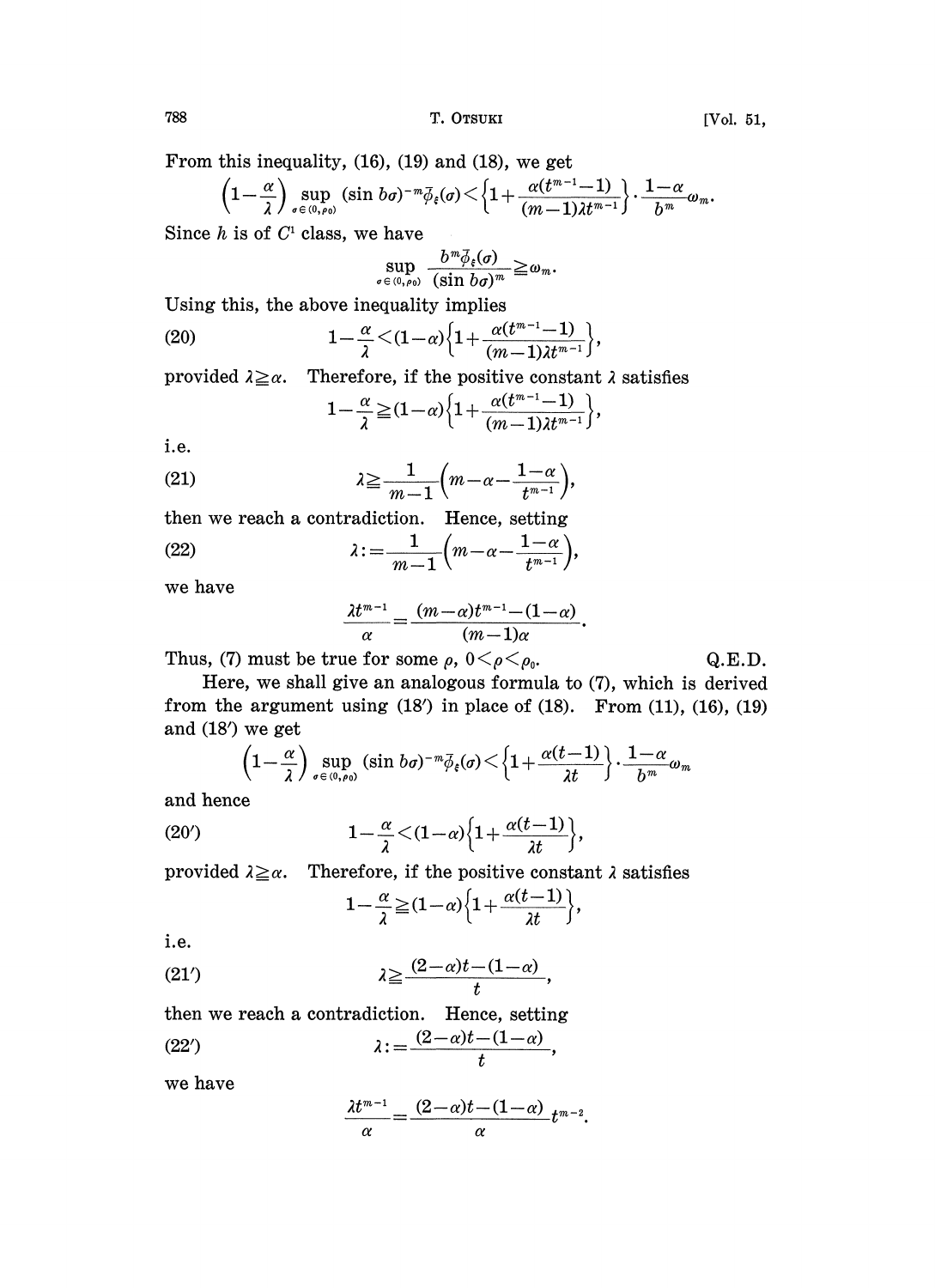From this inequality, (16), (19) and (18), we get

$$\left(1-\frac{\alpha}{\lambda}\right)\sup_{\sigma\in(0,\rho_0)}(\sin b\sigma)^{-m}\bar{\phi}_\xi(\sigma)<\left\{1+\frac{\alpha(t^{m-1}-1)}{(m-1)\lambda t^{m-1}}\right\}\cdot\frac{1-\alpha}{b^m}\omega_m.$$

Since $h$ is of $C^1$ class, we have

$$\sup_{\sigma\in(0,\rho_0)}\frac{b^m\bar{\phi}_\xi(\sigma)}{(\sin b\sigma)^m}\geqq\omega_m.$$

Using this, the above inequality implies

$$1-\frac{\alpha}{\lambda}<(1-\alpha)\left\{1+\frac{\alpha(t^{m-1}-1)}{(m-1)\lambda t^{m-1}}\right\}, \tag{20}$$

provided $\lambda\geqq\alpha$. Therefore, if the positive constant $\lambda$ satisfies

$$1-\frac{\alpha}{\lambda}\geqq(1-\alpha)\left\{1+\frac{\alpha(t^{m-1}-1)}{(m-1)\lambda t^{m-1}}\right\},$$

i.e.

$$\lambda\geqq\frac{1}{m-1}\left(m-\alpha-\frac{1-\alpha}{t^{m-1}}\right), \tag{21}$$

then we reach a contradiction. Hence, setting

$$\lambda:=\frac{1}{m-1}\left(m-\alpha-\frac{1-\alpha}{t^{m-1}}\right), \tag{22}$$

we have

$$\frac{\lambda t^{m-1}}{\alpha}=\frac{(m-\alpha)t^{m-1}-(1-\alpha)}{(m-1)\alpha}.$$

Thus, (7) must be true for some $\rho$, $0<\rho<\rho_0$. Q.E.D.

Here, we shall give an analogous formula to (7), which is derived from the argument using (18′) in place of (18). From (11), (16), (19) and (18′) we get

$$\left(1-\frac{\alpha}{\lambda}\right)\sup_{\sigma\in(0,\rho_0)}(\sin b\sigma)^{-m}\bar{\phi}_\xi(\sigma)<\left\{1+\frac{\alpha(t-1)}{\lambda t}\right\}\cdot\frac{1-\alpha}{b^m}\omega_m$$

and hence

$$1-\frac{\alpha}{\lambda}<(1-\alpha)\left\{1+\frac{\alpha(t-1)}{\lambda t}\right\}, \tag{20′}$$

provided $\lambda\geqq\alpha$. Therefore, if the positive constant $\lambda$ satisfies

$$1-\frac{\alpha}{\lambda}\geqq(1-\alpha)\left\{1+\frac{\alpha(t-1)}{\lambda t}\right\},$$

i.e.

$$\lambda\geqq\frac{(2-\alpha)t-(1-\alpha)}{t}, \tag{21′}$$

then we reach a contradiction. Hence, setting

$$\lambda:=\frac{(2-\alpha)t-(1-\alpha)}{t}, \tag{22′}$$

we have

$$\frac{\lambda t^{m-1}}{\alpha}=\frac{(2-\alpha)t-(1-\alpha)}{\alpha}t^{m-2}.$$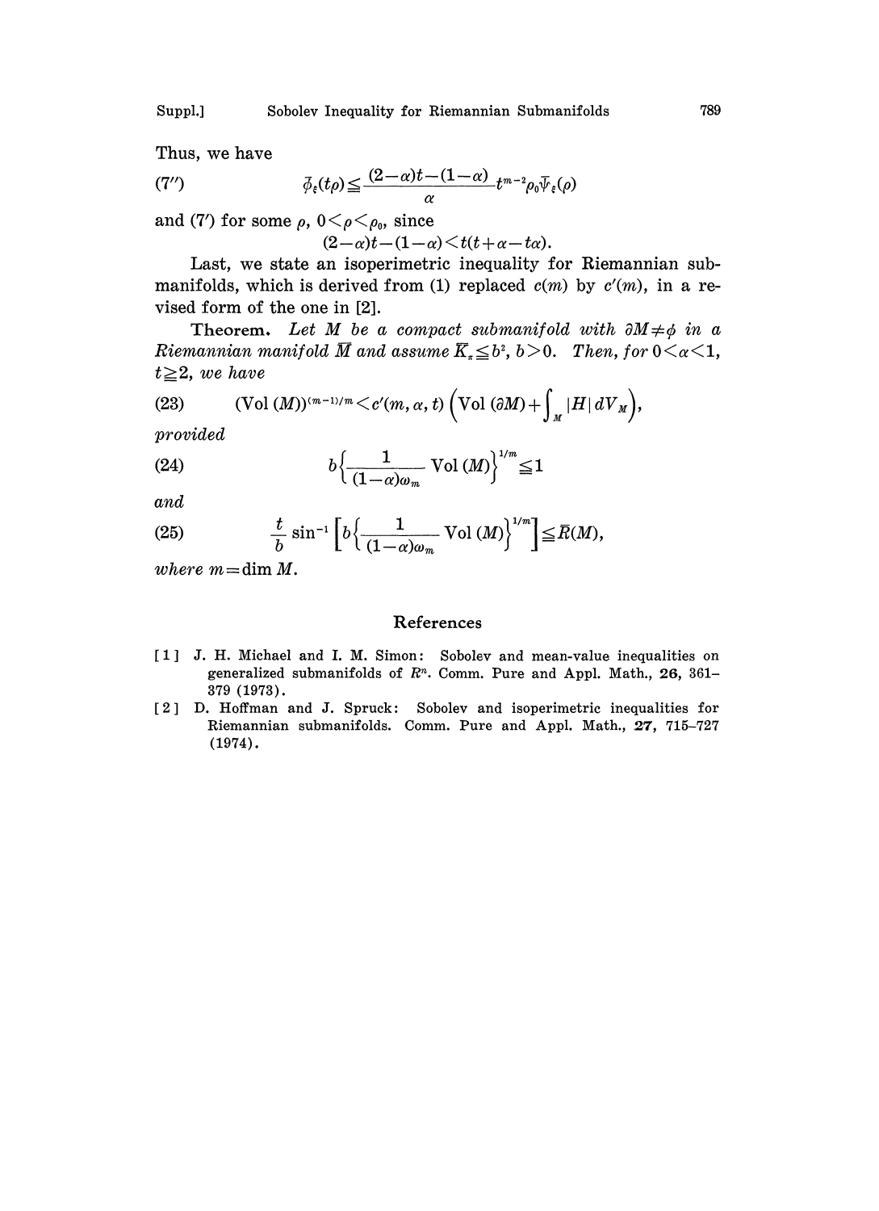Thus, we have

$$\bar{\phi}_\xi(t\rho) \leqq \frac{(2-\alpha)t-(1-\alpha)}{\alpha} t^{m-2} \rho_0 \bar{\psi}_\xi(\rho) \tag{7''}$$

and (7′) for some $\rho$, $0<\rho<\rho_0$, since

$$(2-\alpha)t-(1-\alpha) < t(t+\alpha-t\alpha).$$

Last, we state an isoperimetric inequality for Riemannian submanifolds, which is derived from (1) replaced $c(m)$ by $c'(m)$, in a revised form of the one in [2].

**Theorem.** *Let $M$ be a compact submanifold with $\partial M \neq \phi$ in a Riemannian manifold $\bar{M}$ and assume $\bar{K}_\pi \leqq b^2$, $b>0$. Then, for $0<\alpha<1$, $t \geqq 2$, we have*

$$(\mathrm{Vol}\,(M))^{(m-1)/m} < c'(m,\alpha,t)\left(\mathrm{Vol}\,(\partial M) + \int_M |H|\, dV_M\right), \tag{23}$$

*provided*

$$b\left\{\frac{1}{(1-\alpha)\omega_m}\,\mathrm{Vol}\,(M)\right\}^{1/m} \leqq 1 \tag{24}$$

*and*

$$\frac{t}{b}\sin^{-1}\left[b\left\{\frac{1}{(1-\alpha)\omega_m}\,\mathrm{Vol}\,(M)\right\}^{1/m}\right] \leqq \bar{R}(M), \tag{25}$$

*where $m = \dim M$.*

## References

[1] J. H. Michael and I. M. Simon: Sobolev and mean-value inequalities on generalized submanifolds of $R^n$. Comm. Pure and Appl. Math., **26**, 361–379 (1973).

[2] D. Hoffman and J. Spruck: Sobolev and isoperimetric inequalities for Riemannian submanifolds. Comm. Pure and Appl. Math., **27**, 715–727 (1974).